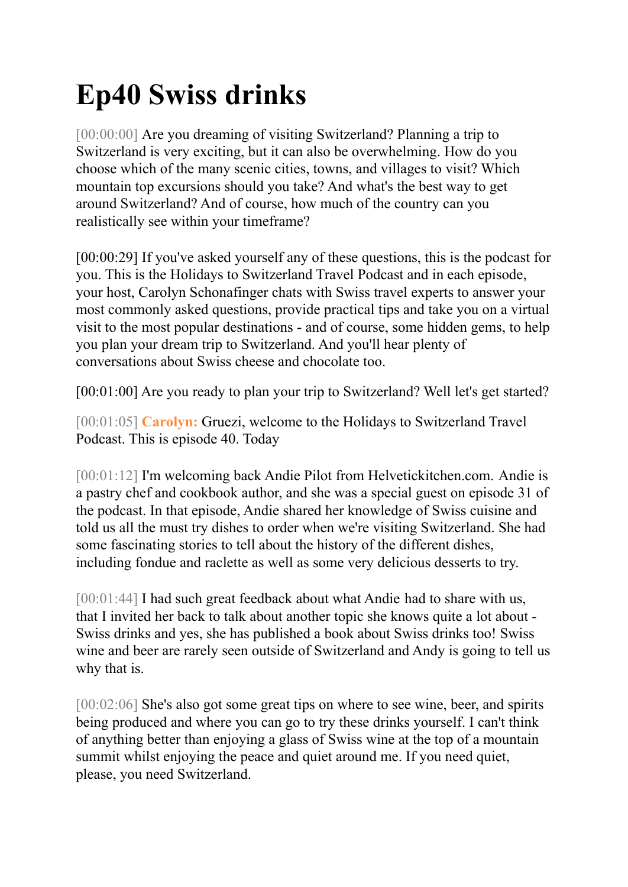# Ep40 Swiss drinks

[00:00:00] Are you dreaming of visiting Switzerland? Planning a trip to Switzerland is very exciting, but it can also be overwhelming. How do you choose which of the many scenic cities, towns, and villages to visit? Which mountain top excursions should you take? And what's the best way to get around Switzerland? And of course, how much of the country can you realistically see within your timeframe?

[00:00:29] If you've asked yourself any of these questions, this is the podcast for you. This is the Holidays to Switzerland Travel Podcast and in each episode, your host, Carolyn Schonafinger chats with Swiss travel experts to answer your most commonly asked questions, provide practical tips and take you on a virtual visit to the most popular destinations - and of course, some hidden gems, to help you plan your dream trip to Switzerland. And you'll hear plenty of conversations about Swiss cheese and chocolate too.

[00:01:00] Are you ready to plan your trip to Switzerland? Well let's get started?

[00:01:05] **Carolyn:** Gruezi, welcome to the Holidays to Switzerland Travel Podcast. This is episode 40. Today

[00:01:12] I'm welcoming back Andie Pilot from Helvetickitchen.com. Andie is a pastry chef and cookbook author, and she was a special guest on episode 31 of the podcast. In that episode, Andie shared her knowledge of Swiss cuisine and told us all the must try dishes to order when we're visiting Switzerland. She had some fascinating stories to tell about the history of the different dishes, including fondue and raclette as well as some very delicious desserts to try.

[00:01:44] I had such great feedback about what Andie had to share with us, that I invited her back to talk about another topic she knows quite a lot about - Swiss drinks and yes, she has published a book about Swiss drinks too! Swiss wine and beer are rarely seen outside of Switzerland and Andy is going to tell us why that is.

[00:02:06] She's also got some great tips on where to see wine, beer, and spirits being produced and where you can go to try these drinks yourself. I can't think of anything better than enjoying a glass of Swiss wine at the top of a mountain summit whilst enjoying the peace and quiet around me. If you need quiet, please, you need Switzerland.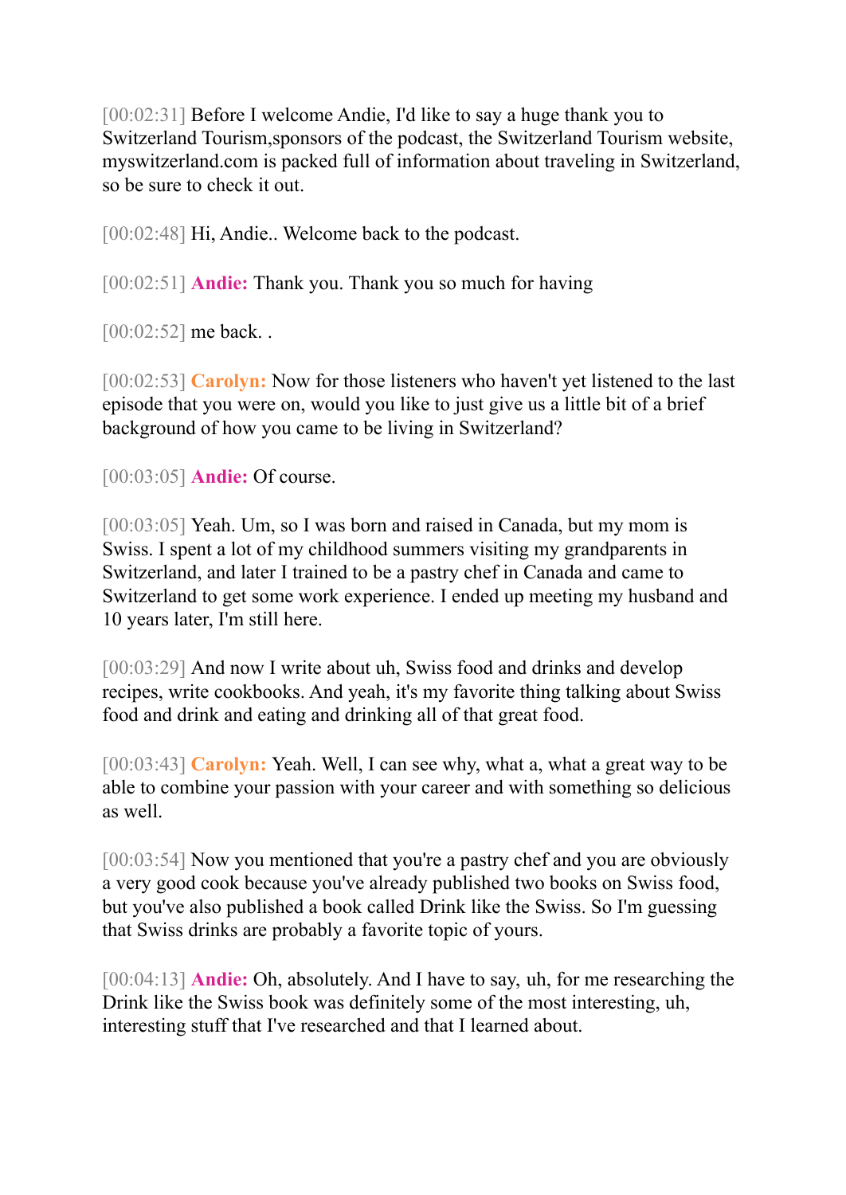[00:02:31] Before I welcome Andie, I'd like to say a huge thank you to Switzerland Tourism,sponsors of the podcast, the Switzerland Tourism website, myswitzerland.com is packed full of information about traveling in Switzerland, so be sure to check it out.

[00:02:48] Hi, Andie.. Welcome back to the podcast.

[00:02:51] **Andie:** Thank you. Thank you so much for having

[00:02:52] me back. .

[00:02:53] **Carolyn:** Now for those listeners who haven't yet listened to the last episode that you were on, would you like to just give us a little bit of a brief background of how you came to be living in Switzerland?

[00:03:05] **Andie:** Of course.

[00:03:05] Yeah. Um, so I was born and raised in Canada, but my mom is Swiss. I spent a lot of my childhood summers visiting my grandparents in Switzerland, and later I trained to be a pastry chef in Canada and came to Switzerland to get some work experience. I ended up meeting my husband and 10 years later, I'm still here.

[00:03:29] And now I write about uh, Swiss food and drinks and develop recipes, write cookbooks. And yeah, it's my favorite thing talking about Swiss food and drink and eating and drinking all of that great food.

[00:03:43] **Carolyn:** Yeah. Well, I can see why, what a, what a great way to be able to combine your passion with your career and with something so delicious as well.

[00:03:54] Now you mentioned that you're a pastry chef and you are obviously a very good cook because you've already published two books on Swiss food, but you've also published a book called Drink like the Swiss. So I'm guessing that Swiss drinks are probably a favorite topic of yours.

[00:04:13] **Andie:** Oh, absolutely. And I have to say, uh, for me researching the Drink like the Swiss book was definitely some of the most interesting, uh, interesting stuff that I've researched and that I learned about.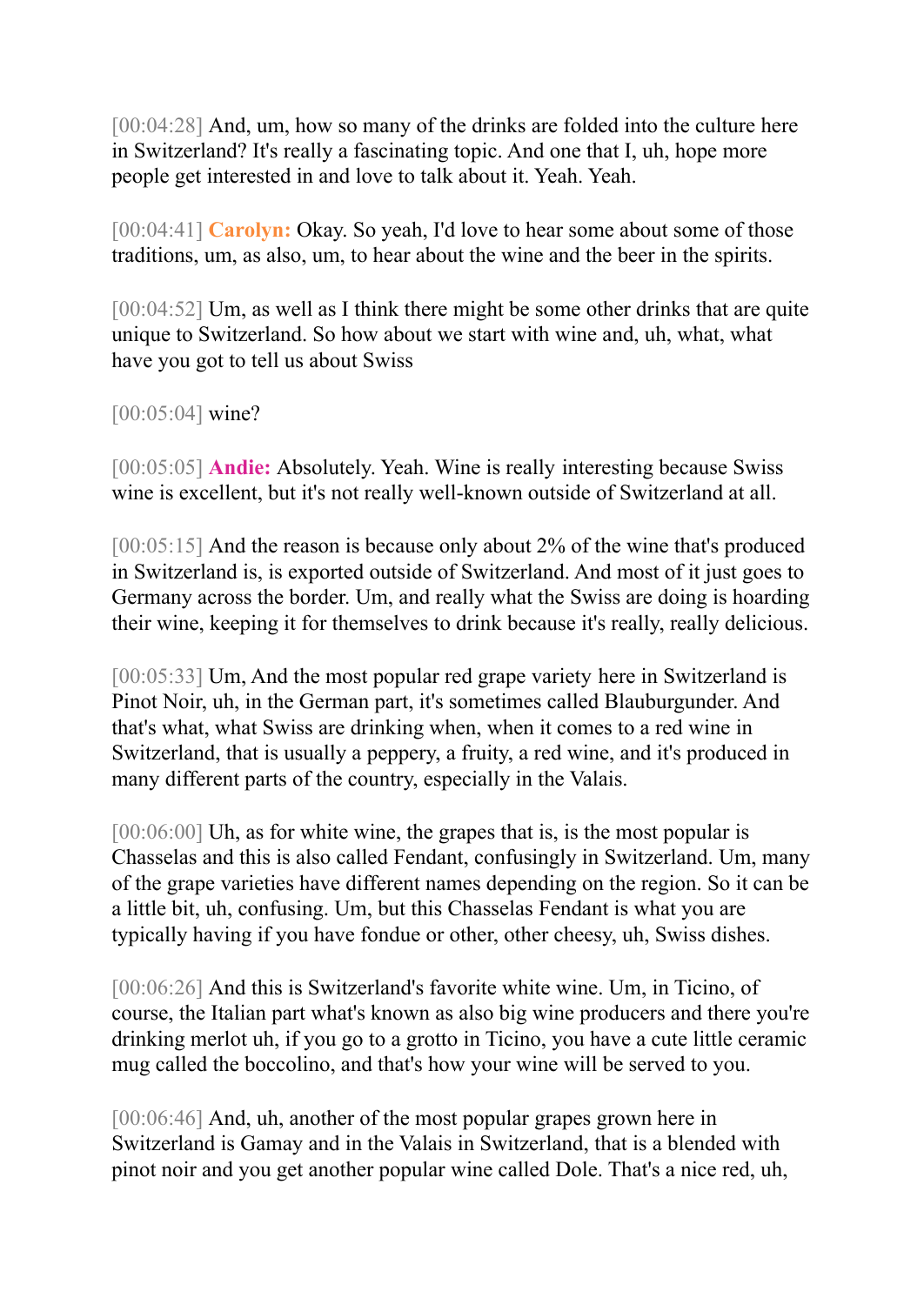[00:04:28] And, um, how so many of the drinks are folded into the culture here in Switzerland? It's really a fascinating topic. And one that I, uh, hope more people get interested in and love to talk about it. Yeah. Yeah.

[00:04:41] **Carolyn:** Okay. So yeah, I'd love to hear some about some of those traditions, um, as also, um, to hear about the wine and the beer in the spirits.

[00:04:52] Um, as well as I think there might be some other drinks that are quite unique to Switzerland. So how about we start with wine and, uh, what, what have you got to tell us about Swiss

[00:05:04] wine?

[00:05:05] **Andie:** Absolutely. Yeah. Wine is really interesting because Swiss wine is excellent, but it's not really well-known outside of Switzerland at all.

[00:05:15] And the reason is because only about 2% of the wine that's produced in Switzerland is, is exported outside of Switzerland. And most of it just goes to Germany across the border. Um, and really what the Swiss are doing is hoarding their wine, keeping it for themselves to drink because it's really, really delicious.

[00:05:33] Um, And the most popular red grape variety here in Switzerland is Pinot Noir, uh, in the German part, it's sometimes called Blauburgunder. And that's what, what Swiss are drinking when, when it comes to a red wine in Switzerland, that is usually a peppery, a fruity, a red wine, and it's produced in many different parts of the country, especially in the Valais.

[00:06:00] Uh, as for white wine, the grapes that is, is the most popular is Chasselas and this is also called Fendant, confusingly in Switzerland. Um, many of the grape varieties have different names depending on the region. So it can be a little bit, uh, confusing. Um, but this Chasselas Fendant is what you are typically having if you have fondue or other, other cheesy, uh, Swiss dishes.

[00:06:26] And this is Switzerland's favorite white wine. Um, in Ticino, of course, the Italian part what's known as also big wine producers and there you're drinking merlot uh, if you go to a grotto in Ticino, you have a cute little ceramic mug called the boccolino, and that's how your wine will be served to you.

[00:06:46] And, uh, another of the most popular grapes grown here in Switzerland is Gamay and in the Valais in Switzerland, that is a blended with pinot noir and you get another popular wine called Dole. That's a nice red, uh,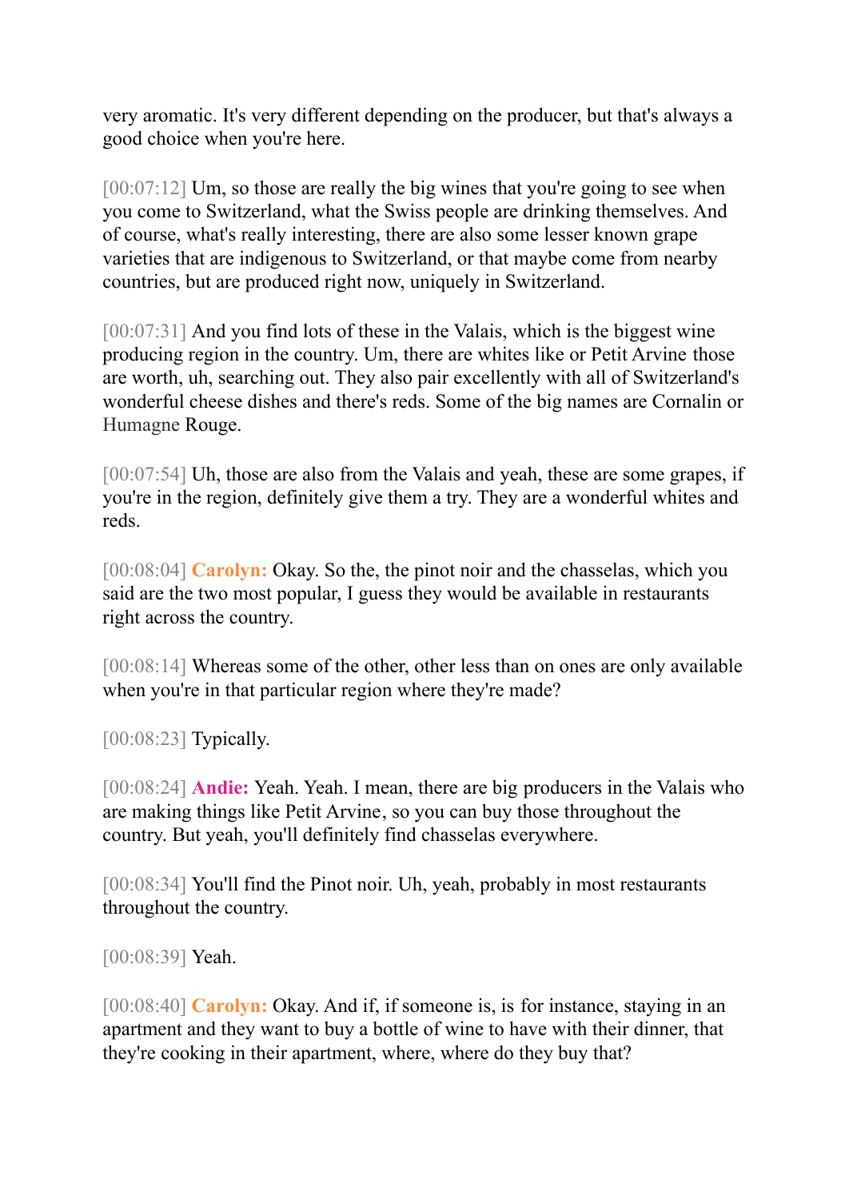very aromatic. It's very different depending on the producer, but that's always a good choice when you're here.

[00:07:12] Um, so those are really the big wines that you're going to see when you come to Switzerland, what the Swiss people are drinking themselves. And of course, what's really interesting, there are also some lesser known grape varieties that are indigenous to Switzerland, or that maybe come from nearby countries, but are produced right now, uniquely in Switzerland.

[00:07:31] And you find lots of these in the Valais, which is the biggest wine producing region in the country. Um, there are whites like or Petit Arvine those are worth, uh, searching out. They also pair excellently with all of Switzerland's wonderful cheese dishes and there's reds. Some of the big names are Cornalin or Humagne Rouge.

[00:07:54] Uh, those are also from the Valais and yeah, these are some grapes, if you're in the region, definitely give them a try. They are a wonderful whites and reds.

[00:08:04] **Carolyn:** Okay. So the, the pinot noir and the chasselas, which you said are the two most popular, I guess they would be available in restaurants right across the country.

[00:08:14] Whereas some of the other, other less than on ones are only available when you're in that particular region where they're made?

[00:08:23] Typically.

[00:08:24] **Andie:** Yeah. Yeah. I mean, there are big producers in the Valais who are making things like Petit Arvine, so you can buy those throughout the country. But yeah, you'll definitely find chasselas everywhere.

[00:08:34] You'll find the Pinot noir. Uh, yeah, probably in most restaurants throughout the country.

[00:08:39] Yeah.

[00:08:40] **Carolyn:** Okay. And if, if someone is, is for instance, staying in an apartment and they want to buy a bottle of wine to have with their dinner, that they're cooking in their apartment, where, where do they buy that?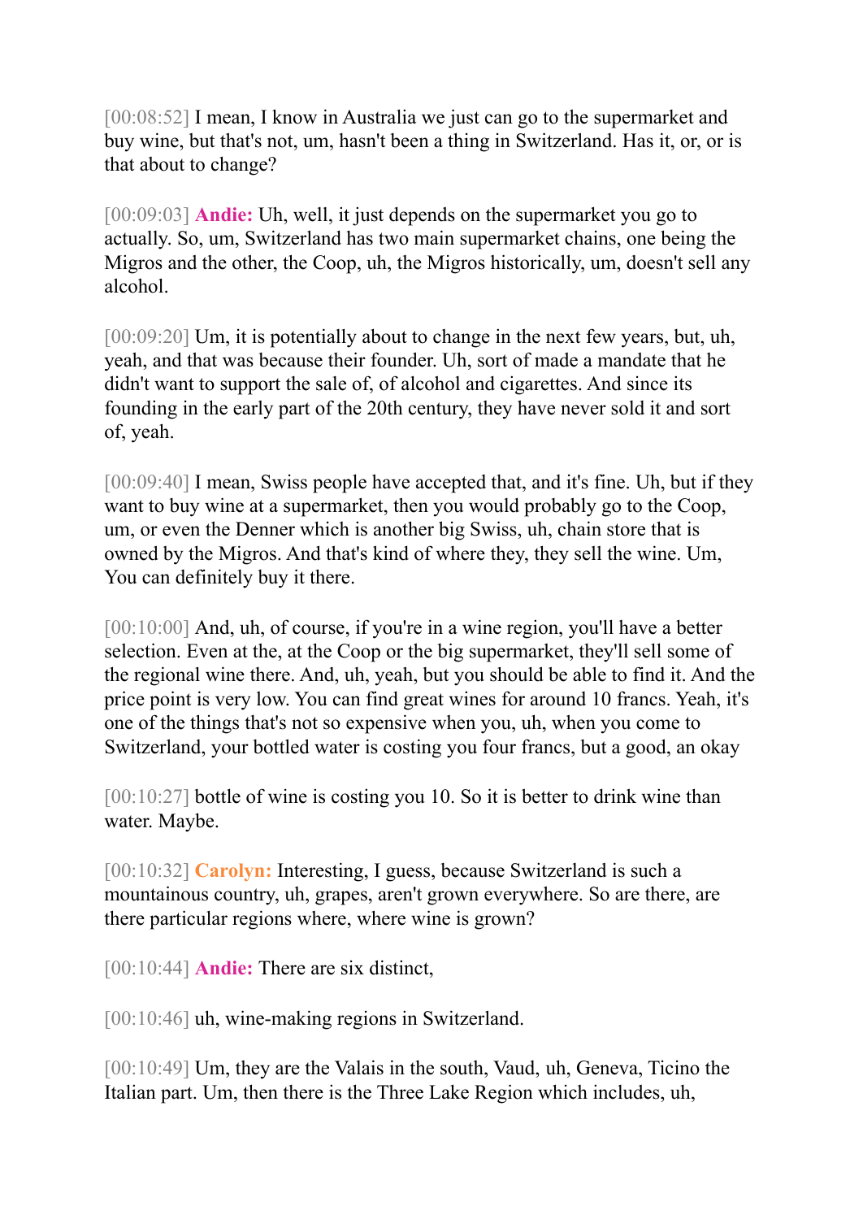[00:08:52] I mean, I know in Australia we just can go to the supermarket and buy wine, but that's not, um, hasn't been a thing in Switzerland. Has it, or, or is that about to change?

[00:09:03] **Andie:** Uh, well, it just depends on the supermarket you go to actually. So, um, Switzerland has two main supermarket chains, one being the Migros and the other, the Coop, uh, the Migros historically, um, doesn't sell any alcohol.

[00:09:20] Um, it is potentially about to change in the next few years, but, uh, yeah, and that was because their founder. Uh, sort of made a mandate that he didn't want to support the sale of, of alcohol and cigarettes. And since its founding in the early part of the 20th century, they have never sold it and sort of, yeah.

[00:09:40] I mean, Swiss people have accepted that, and it's fine. Uh, but if they want to buy wine at a supermarket, then you would probably go to the Coop, um, or even the Denner which is another big Swiss, uh, chain store that is owned by the Migros. And that's kind of where they, they sell the wine. Um, You can definitely buy it there.

[00:10:00] And, uh, of course, if you're in a wine region, you'll have a better selection. Even at the, at the Coop or the big supermarket, they'll sell some of the regional wine there. And, uh, yeah, but you should be able to find it. And the price point is very low. You can find great wines for around 10 francs. Yeah, it's one of the things that's not so expensive when you, uh, when you come to Switzerland, your bottled water is costing you four francs, but a good, an okay

[00:10:27] bottle of wine is costing you 10. So it is better to drink wine than water. Maybe.

[00:10:32] **Carolyn:** Interesting, I guess, because Switzerland is such a mountainous country, uh, grapes, aren't grown everywhere. So are there, are there particular regions where, where wine is grown?

[00:10:44] **Andie:** There are six distinct,

[00:10:46] uh, wine-making regions in Switzerland.

[00:10:49] Um, they are the Valais in the south, Vaud, uh, Geneva, Ticino the Italian part. Um, then there is the Three Lake Region which includes, uh,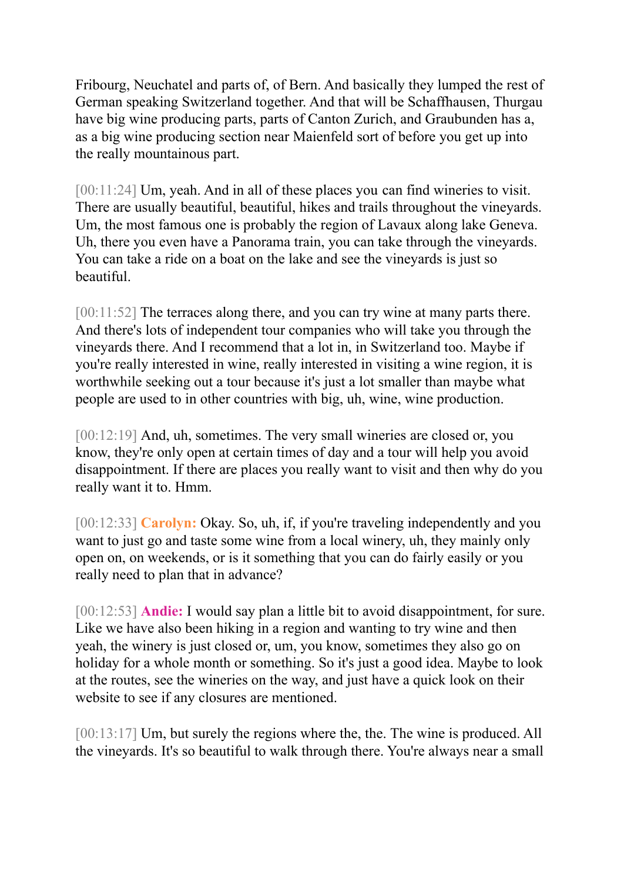Fribourg, Neuchatel and parts of, of Bern. And basically they lumped the rest of German speaking Switzerland together. And that will be Schaffhausen, Thurgau have big wine producing parts, parts of Canton Zurich, and Graubunden has a, as a big wine producing section near Maienfeld sort of before you get up into the really mountainous part.

[00:11:24] Um, yeah. And in all of these places you can find wineries to visit. There are usually beautiful, beautiful, hikes and trails throughout the vineyards. Um, the most famous one is probably the region of Lavaux along lake Geneva. Uh, there you even have a Panorama train, you can take through the vineyards. You can take a ride on a boat on the lake and see the vineyards is just so beautiful.

[00:11:52] The terraces along there, and you can try wine at many parts there. And there's lots of independent tour companies who will take you through the vineyards there. And I recommend that a lot in, in Switzerland too. Maybe if you're really interested in wine, really interested in visiting a wine region, it is worthwhile seeking out a tour because it's just a lot smaller than maybe what people are used to in other countries with big, uh, wine, wine production.

[00:12:19] And, uh, sometimes. The very small wineries are closed or, you know, they're only open at certain times of day and a tour will help you avoid disappointment. If there are places you really want to visit and then why do you really want it to. Hmm.

[00:12:33] **Carolyn:** Okay. So, uh, if, if you're traveling independently and you want to just go and taste some wine from a local winery, uh, they mainly only open on, on weekends, or is it something that you can do fairly easily or you really need to plan that in advance?

[00:12:53] **Andie:** I would say plan a little bit to avoid disappointment, for sure. Like we have also been hiking in a region and wanting to try wine and then yeah, the winery is just closed or, um, you know, sometimes they also go on holiday for a whole month or something. So it's just a good idea. Maybe to look at the routes, see the wineries on the way, and just have a quick look on their website to see if any closures are mentioned.

[00:13:17] Um, but surely the regions where the, the. The wine is produced. All the vineyards. It's so beautiful to walk through there. You're always near a small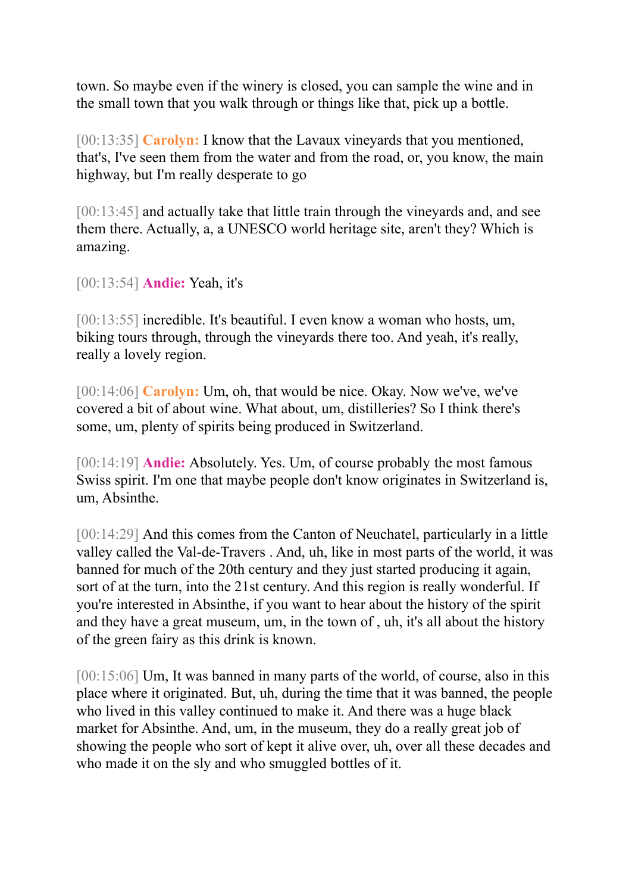town. So maybe even if the winery is closed, you can sample the wine and in the small town that you walk through or things like that, pick up a bottle.

[00:13:35] **Carolyn:** I know that the Lavaux vineyards that you mentioned, that's, I've seen them from the water and from the road, or, you know, the main highway, but I'm really desperate to go

[00:13:45] and actually take that little train through the vineyards and, and see them there. Actually, a, a UNESCO world heritage site, aren't they? Which is amazing.

[00:13:54] **Andie:** Yeah, it's

[00:13:55] incredible. It's beautiful. I even know a woman who hosts, um, biking tours through, through the vineyards there too. And yeah, it's really, really a lovely region.

[00:14:06] **Carolyn:** Um, oh, that would be nice. Okay. Now we've, we've covered a bit of about wine. What about, um, distilleries? So I think there's some, um, plenty of spirits being produced in Switzerland.

[00:14:19] **Andie:** Absolutely. Yes. Um, of course probably the most famous Swiss spirit. I'm one that maybe people don't know originates in Switzerland is, um, Absinthe.

[00:14:29] And this comes from the Canton of Neuchatel, particularly in a little valley called the Val-de-Travers . And, uh, like in most parts of the world, it was banned for much of the 20th century and they just started producing it again, sort of at the turn, into the 21st century. And this region is really wonderful. If you're interested in Absinthe, if you want to hear about the history of the spirit and they have a great museum, um, in the town of , uh, it's all about the history of the green fairy as this drink is known.

[00:15:06] Um, It was banned in many parts of the world, of course, also in this place where it originated. But, uh, during the time that it was banned, the people who lived in this valley continued to make it. And there was a huge black market for Absinthe. And, um, in the museum, they do a really great job of showing the people who sort of kept it alive over, uh, over all these decades and who made it on the sly and who smuggled bottles of it.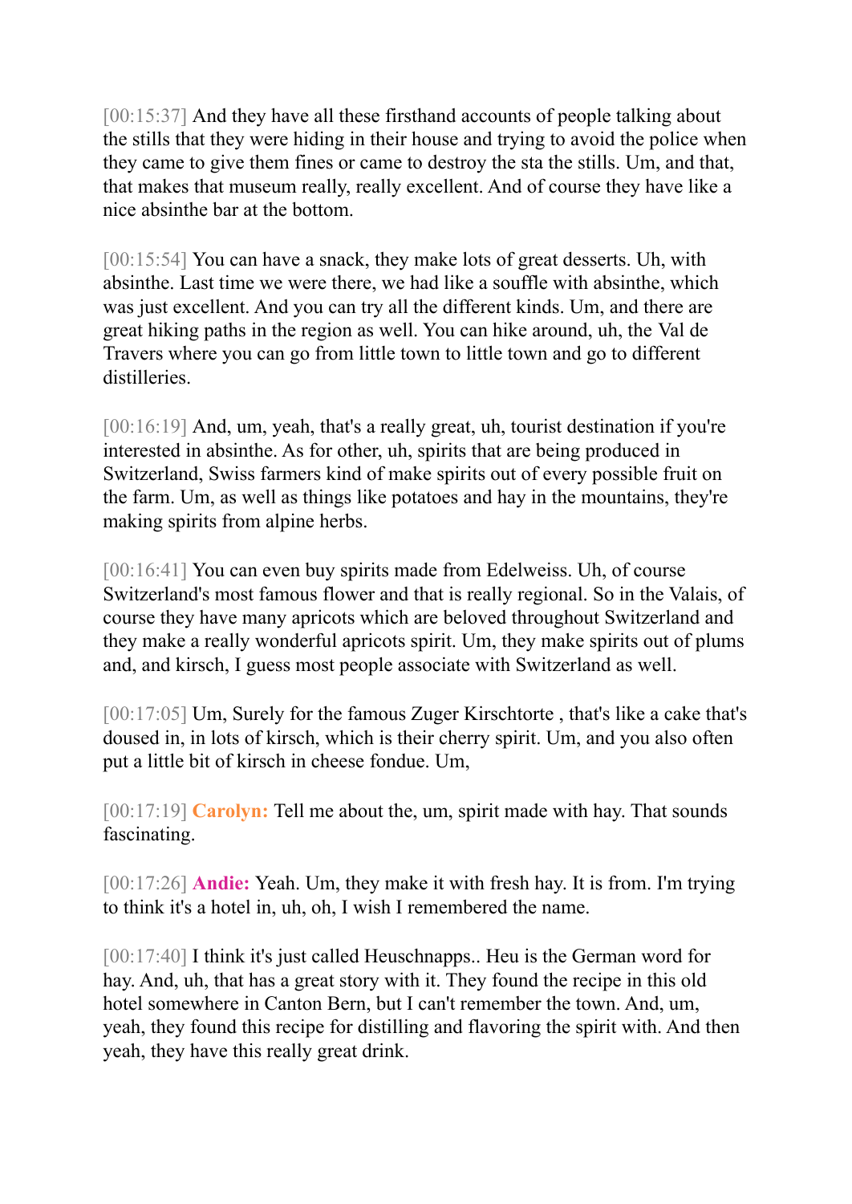[00:15:37] And they have all these firsthand accounts of people talking about the stills that they were hiding in their house and trying to avoid the police when they came to give them fines or came to destroy the sta the stills. Um, and that, that makes that museum really, really excellent. And of course they have like a nice absinthe bar at the bottom.

[00:15:54] You can have a snack, they make lots of great desserts. Uh, with absinthe. Last time we were there, we had like a souffle with absinthe, which was just excellent. And you can try all the different kinds. Um, and there are great hiking paths in the region as well. You can hike around, uh, the Val de Travers where you can go from little town to little town and go to different distilleries.

[00:16:19] And, um, yeah, that's a really great, uh, tourist destination if you're interested in absinthe. As for other, uh, spirits that are being produced in Switzerland, Swiss farmers kind of make spirits out of every possible fruit on the farm. Um, as well as things like potatoes and hay in the mountains, they're making spirits from alpine herbs.

[00:16:41] You can even buy spirits made from Edelweiss. Uh, of course Switzerland's most famous flower and that is really regional. So in the Valais, of course they have many apricots which are beloved throughout Switzerland and they make a really wonderful apricots spirit. Um, they make spirits out of plums and, and kirsch, I guess most people associate with Switzerland as well.

[00:17:05] Um, Surely for the famous Zuger Kirschtorte , that's like a cake that's doused in, in lots of kirsch, which is their cherry spirit. Um, and you also often put a little bit of kirsch in cheese fondue. Um,

[00:17:19] **Carolyn:** Tell me about the, um, spirit made with hay. That sounds fascinating.

[00:17:26] **Andie:** Yeah. Um, they make it with fresh hay. It is from. I'm trying to think it's a hotel in, uh, oh, I wish I remembered the name.

[00:17:40] I think it's just called Heuschnapps.. Heu is the German word for hay. And, uh, that has a great story with it. They found the recipe in this old hotel somewhere in Canton Bern, but I can't remember the town. And, um, yeah, they found this recipe for distilling and flavoring the spirit with. And then yeah, they have this really great drink.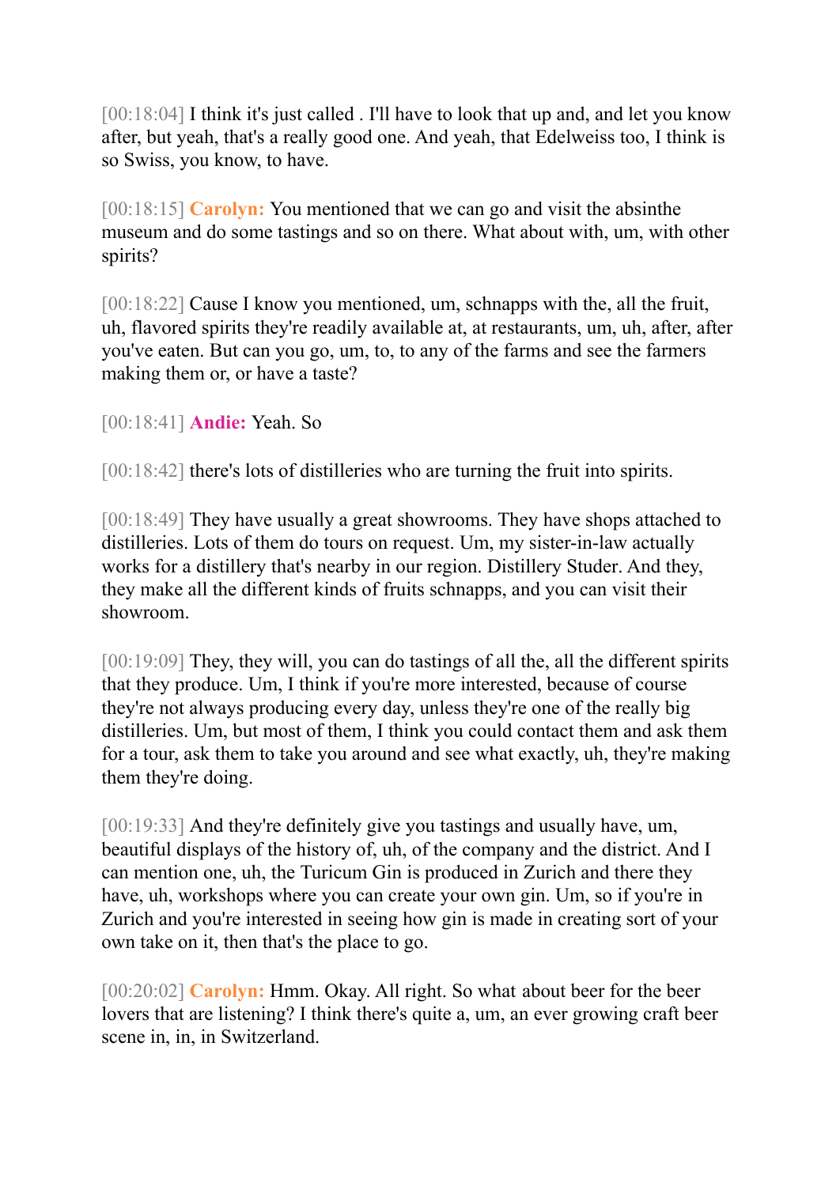[00:18:04] I think it's just called . I'll have to look that up and, and let you know after, but yeah, that's a really good one. And yeah, that Edelweiss too, I think is so Swiss, you know, to have.

[00:18:15] **Carolyn:** You mentioned that we can go and visit the absinthe museum and do some tastings and so on there. What about with, um, with other spirits?

[00:18:22] Cause I know you mentioned, um, schnapps with the, all the fruit, uh, flavored spirits they're readily available at, at restaurants, um, uh, after, after you've eaten. But can you go, um, to, to any of the farms and see the farmers making them or, or have a taste?

[00:18:41] **Andie:** Yeah. So

[00:18:42] there's lots of distilleries who are turning the fruit into spirits.

[00:18:49] They have usually a great showrooms. They have shops attached to distilleries. Lots of them do tours on request. Um, my sister-in-law actually works for a distillery that's nearby in our region. Distillery Studer. And they, they make all the different kinds of fruits schnapps, and you can visit their showroom.

[00:19:09] They, they will, you can do tastings of all the, all the different spirits that they produce. Um, I think if you're more interested, because of course they're not always producing every day, unless they're one of the really big distilleries. Um, but most of them, I think you could contact them and ask them for a tour, ask them to take you around and see what exactly, uh, they're making them they're doing.

[00:19:33] And they're definitely give you tastings and usually have, um, beautiful displays of the history of, uh, of the company and the district. And I can mention one, uh, the Turicum Gin is produced in Zurich and there they have, uh, workshops where you can create your own gin. Um, so if you're in Zurich and you're interested in seeing how gin is made in creating sort of your own take on it, then that's the place to go.

[00:20:02] **Carolyn:** Hmm. Okay. All right. So what about beer for the beer lovers that are listening? I think there's quite a, um, an ever growing craft beer scene in, in, in Switzerland.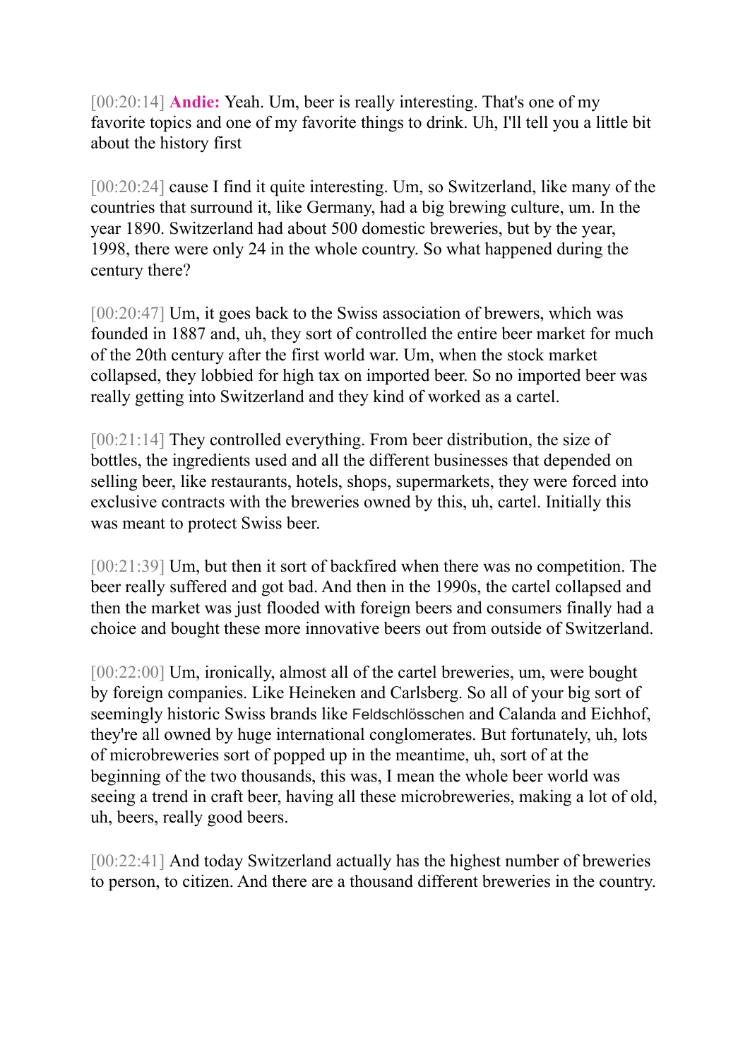[00:20:14] **Andie:** Yeah. Um, beer is really interesting. That's one of my favorite topics and one of my favorite things to drink. Uh, I'll tell you a little bit about the history first

[00:20:24] cause I find it quite interesting. Um, so Switzerland, like many of the countries that surround it, like Germany, had a big brewing culture, um. In the year 1890. Switzerland had about 500 domestic breweries, but by the year, 1998, there were only 24 in the whole country. So what happened during the century there?

[00:20:47] Um, it goes back to the Swiss association of brewers, which was founded in 1887 and, uh, they sort of controlled the entire beer market for much of the 20th century after the first world war. Um, when the stock market collapsed, they lobbied for high tax on imported beer. So no imported beer was really getting into Switzerland and they kind of worked as a cartel.

[00:21:14] They controlled everything. From beer distribution, the size of bottles, the ingredients used and all the different businesses that depended on selling beer, like restaurants, hotels, shops, supermarkets, they were forced into exclusive contracts with the breweries owned by this, uh, cartel. Initially this was meant to protect Swiss beer.

[00:21:39] Um, but then it sort of backfired when there was no competition. The beer really suffered and got bad. And then in the 1990s, the cartel collapsed and then the market was just flooded with foreign beers and consumers finally had a choice and bought these more innovative beers out from outside of Switzerland.

[00:22:00] Um, ironically, almost all of the cartel breweries, um, were bought by foreign companies. Like Heineken and Carlsberg. So all of your big sort of seemingly historic Swiss brands like Feldschlösschen and Calanda and Eichhof, they're all owned by huge international conglomerates. But fortunately, uh, lots of microbreweries sort of popped up in the meantime, uh, sort of at the beginning of the two thousands, this was, I mean the whole beer world was seeing a trend in craft beer, having all these microbreweries, making a lot of old, uh, beers, really good beers.

[00:22:41] And today Switzerland actually has the highest number of breweries to person, to citizen. And there are a thousand different breweries in the country.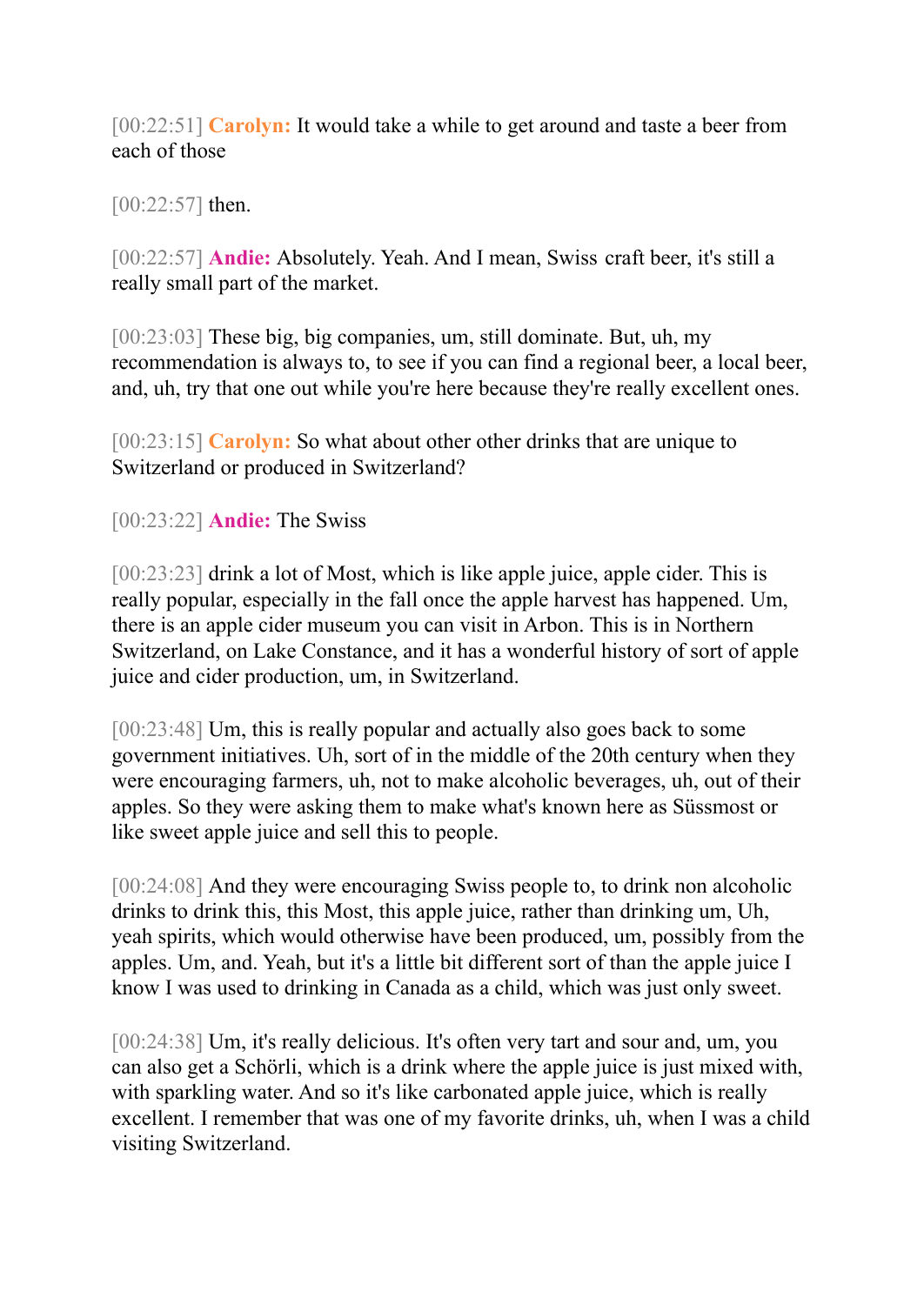[00:22:51] **Carolyn:** It would take a while to get around and taste a beer from each of those

[00:22:57] then.

[00:22:57] **Andie:** Absolutely. Yeah. And I mean, Swiss craft beer, it's still a really small part of the market.

[00:23:03] These big, big companies, um, still dominate. But, uh, my recommendation is always to, to see if you can find a regional beer, a local beer, and, uh, try that one out while you're here because they're really excellent ones.

[00:23:15] **Carolyn:** So what about other other drinks that are unique to Switzerland or produced in Switzerland?

[00:23:22] **Andie:** The Swiss

[00:23:23] drink a lot of Most, which is like apple juice, apple cider. This is really popular, especially in the fall once the apple harvest has happened. Um, there is an apple cider museum you can visit in Arbon. This is in Northern Switzerland, on Lake Constance, and it has a wonderful history of sort of apple juice and cider production, um, in Switzerland.

[00:23:48] Um, this is really popular and actually also goes back to some government initiatives. Uh, sort of in the middle of the 20th century when they were encouraging farmers, uh, not to make alcoholic beverages, uh, out of their apples. So they were asking them to make what's known here as Süssmost or like sweet apple juice and sell this to people.

[00:24:08] And they were encouraging Swiss people to, to drink non alcoholic drinks to drink this, this Most, this apple juice, rather than drinking um, Uh, yeah spirits, which would otherwise have been produced, um, possibly from the apples. Um, and. Yeah, but it's a little bit different sort of than the apple juice I know I was used to drinking in Canada as a child, which was just only sweet.

[00:24:38] Um, it's really delicious. It's often very tart and sour and, um, you can also get a Schörli, which is a drink where the apple juice is just mixed with, with sparkling water. And so it's like carbonated apple juice, which is really excellent. I remember that was one of my favorite drinks, uh, when I was a child visiting Switzerland.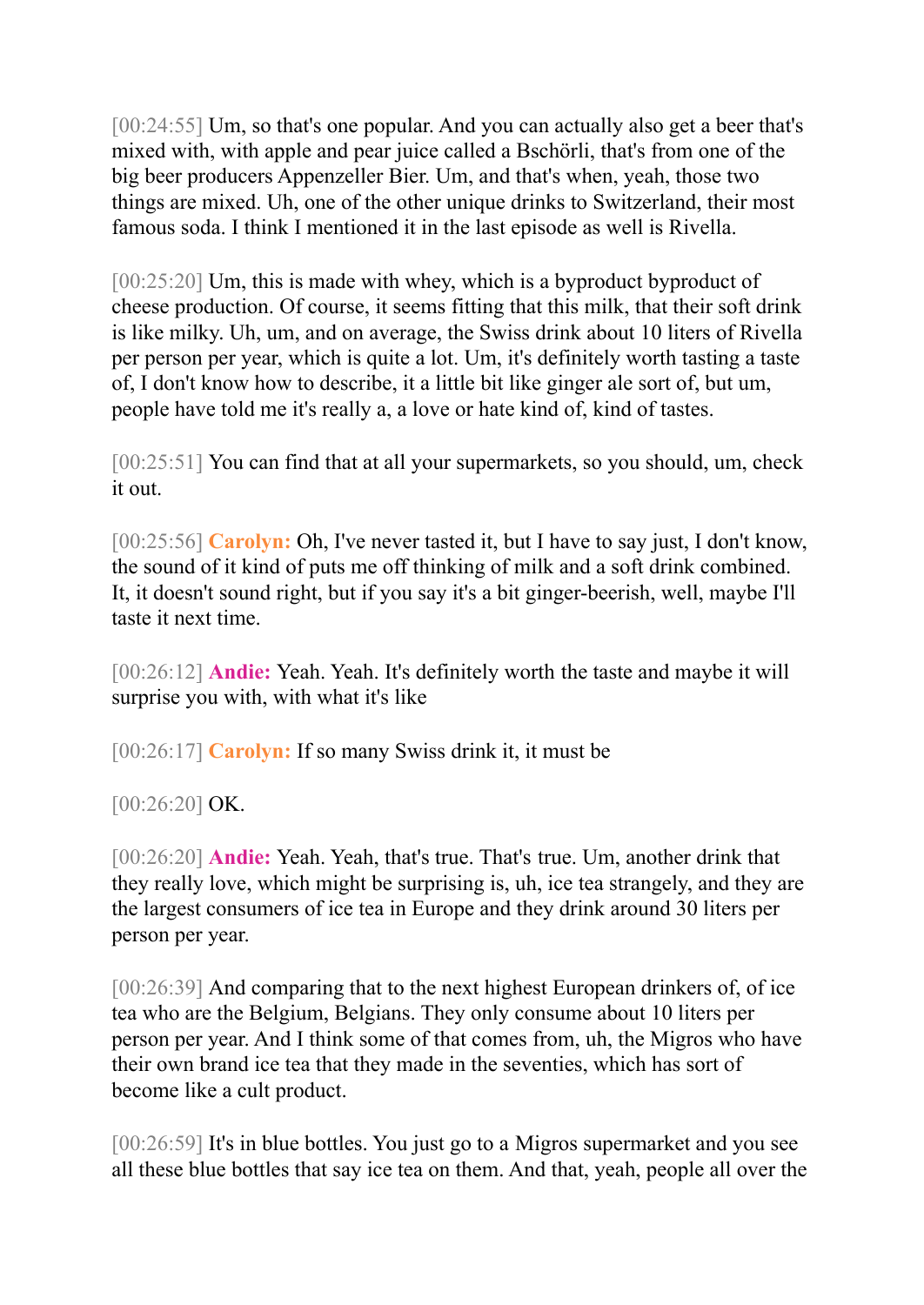[00:24:55] Um, so that's one popular. And you can actually also get a beer that's mixed with, with apple and pear juice called a Bschörli, that's from one of the big beer producers Appenzeller Bier. Um, and that's when, yeah, those two things are mixed. Uh, one of the other unique drinks to Switzerland, their most famous soda. I think I mentioned it in the last episode as well is Rivella.

[00:25:20] Um, this is made with whey, which is a byproduct byproduct of cheese production. Of course, it seems fitting that this milk, that their soft drink is like milky. Uh, um, and on average, the Swiss drink about 10 liters of Rivella per person per year, which is quite a lot. Um, it's definitely worth tasting a taste of, I don't know how to describe, it a little bit like ginger ale sort of, but um, people have told me it's really a, a love or hate kind of, kind of tastes.

[00:25:51] You can find that at all your supermarkets, so you should, um, check it out.

[00:25:56] **Carolyn:** Oh, I've never tasted it, but I have to say just, I don't know, the sound of it kind of puts me off thinking of milk and a soft drink combined. It, it doesn't sound right, but if you say it's a bit ginger-beerish, well, maybe I'll taste it next time.

[00:26:12] **Andie:** Yeah. Yeah. It's definitely worth the taste and maybe it will surprise you with, with what it's like

[00:26:17] **Carolyn:** If so many Swiss drink it, it must be

[00:26:20] OK.

[00:26:20] **Andie:** Yeah. Yeah, that's true. That's true. Um, another drink that they really love, which might be surprising is, uh, ice tea strangely, and they are the largest consumers of ice tea in Europe and they drink around 30 liters per person per year.

[00:26:39] And comparing that to the next highest European drinkers of, of ice tea who are the Belgium, Belgians. They only consume about 10 liters per person per year. And I think some of that comes from, uh, the Migros who have their own brand ice tea that they made in the seventies, which has sort of become like a cult product.

[00:26:59] It's in blue bottles. You just go to a Migros supermarket and you see all these blue bottles that say ice tea on them. And that, yeah, people all over the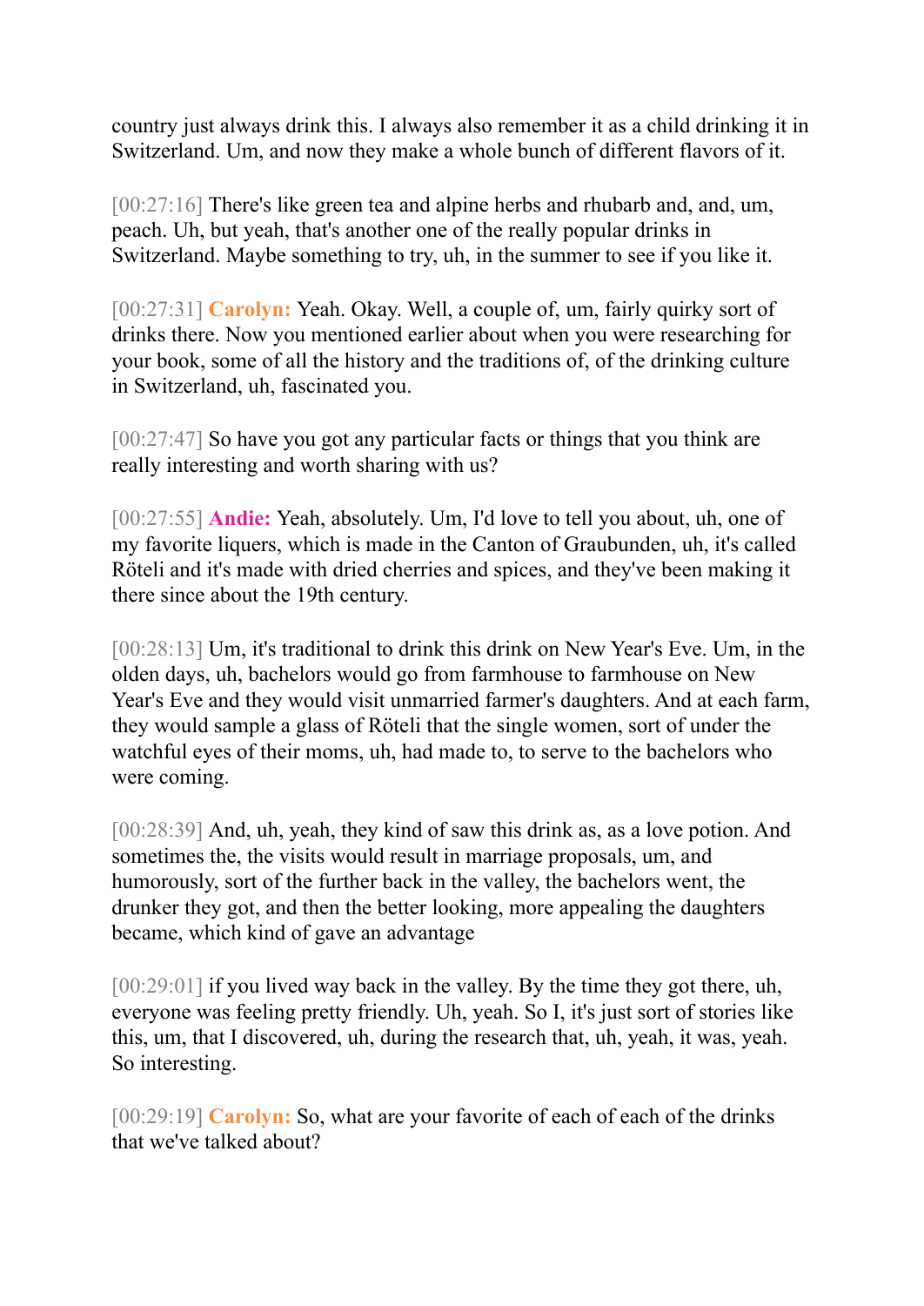country just always drink this. I always also remember it as a child drinking it in Switzerland. Um, and now they make a whole bunch of different flavors of it.

[00:27:16] There's like green tea and alpine herbs and rhubarb and, and, um, peach. Uh, but yeah, that's another one of the really popular drinks in Switzerland. Maybe something to try, uh, in the summer to see if you like it.

[00:27:31] **Carolyn:** Yeah. Okay. Well, a couple of, um, fairly quirky sort of drinks there. Now you mentioned earlier about when you were researching for your book, some of all the history and the traditions of, of the drinking culture in Switzerland, uh, fascinated you.

[00:27:47] So have you got any particular facts or things that you think are really interesting and worth sharing with us?

[00:27:55] **Andie:** Yeah, absolutely. Um, I'd love to tell you about, uh, one of my favorite liquers, which is made in the Canton of Graubunden, uh, it's called Röteli and it's made with dried cherries and spices, and they've been making it there since about the 19th century.

[00:28:13] Um, it's traditional to drink this drink on New Year's Eve. Um, in the olden days, uh, bachelors would go from farmhouse to farmhouse on New Year's Eve and they would visit unmarried farmer's daughters. And at each farm, they would sample a glass of Röteli that the single women, sort of under the watchful eyes of their moms, uh, had made to, to serve to the bachelors who were coming.

[00:28:39] And, uh, yeah, they kind of saw this drink as, as a love potion. And sometimes the, the visits would result in marriage proposals, um, and humorously, sort of the further back in the valley, the bachelors went, the drunker they got, and then the better looking, more appealing the daughters became, which kind of gave an advantage

[00:29:01] if you lived way back in the valley. By the time they got there, uh, everyone was feeling pretty friendly. Uh, yeah. So I, it's just sort of stories like this, um, that I discovered, uh, during the research that, uh, yeah, it was, yeah. So interesting.

[00:29:19] **Carolyn:** So, what are your favorite of each of each of the drinks that we've talked about?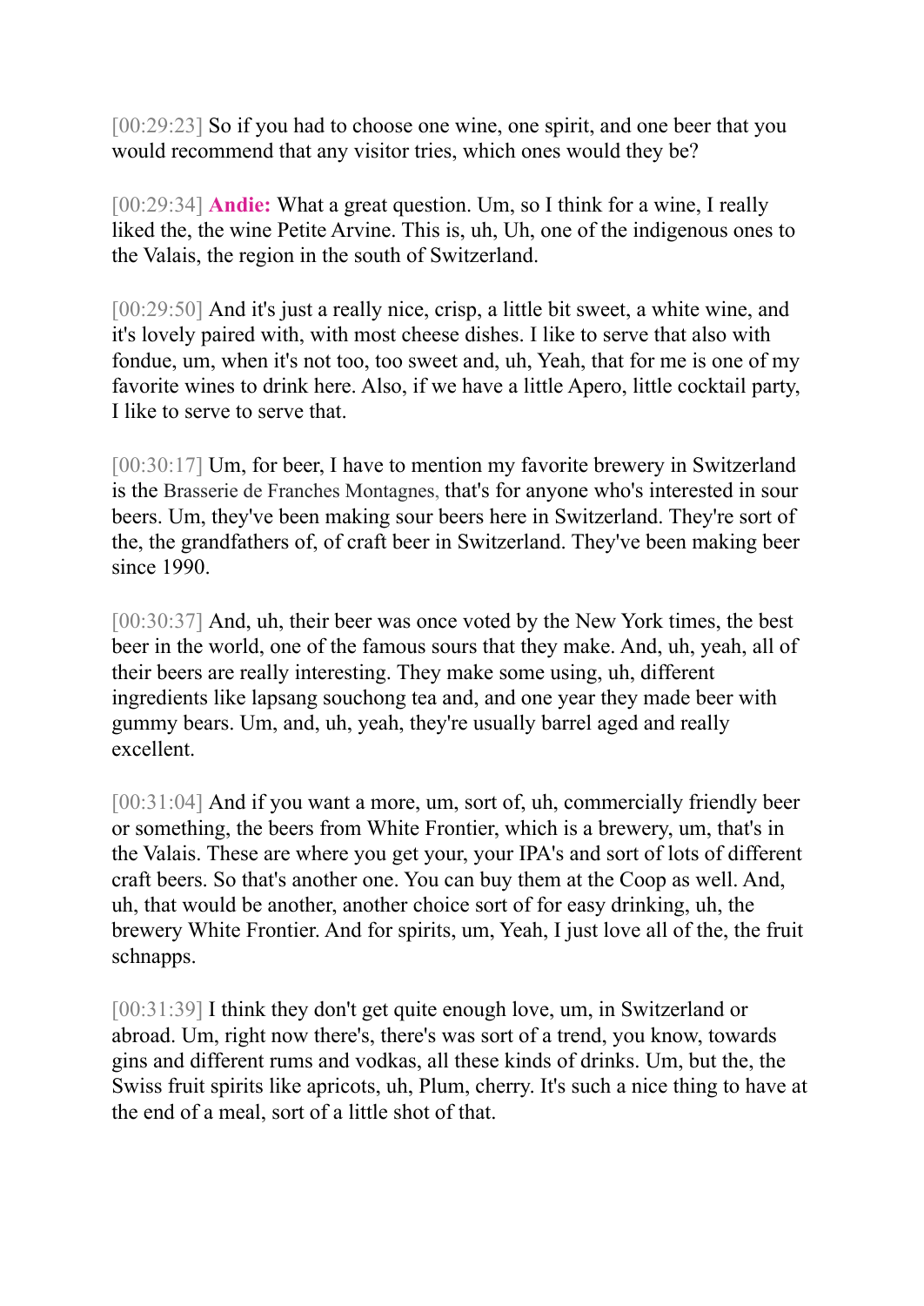[00:29:23] So if you had to choose one wine, one spirit, and one beer that you would recommend that any visitor tries, which ones would they be?

[00:29:34] **Andie:** What a great question. Um, so I think for a wine, I really liked the, the wine Petite Arvine. This is, uh, Uh, one of the indigenous ones to the Valais, the region in the south of Switzerland.

[00:29:50] And it's just a really nice, crisp, a little bit sweet, a white wine, and it's lovely paired with, with most cheese dishes. I like to serve that also with fondue, um, when it's not too, too sweet and, uh, Yeah, that for me is one of my favorite wines to drink here. Also, if we have a little Apero, little cocktail party, I like to serve to serve that.

[00:30:17] Um, for beer, I have to mention my favorite brewery in Switzerland is the Brasserie de Franches Montagnes, that's for anyone who's interested in sour beers. Um, they've been making sour beers here in Switzerland. They're sort of the, the grandfathers of, of craft beer in Switzerland. They've been making beer since 1990.

[00:30:37] And, uh, their beer was once voted by the New York times, the best beer in the world, one of the famous sours that they make. And, uh, yeah, all of their beers are really interesting. They make some using, uh, different ingredients like lapsang souchong tea and, and one year they made beer with gummy bears. Um, and, uh, yeah, they're usually barrel aged and really excellent.

[00:31:04] And if you want a more, um, sort of, uh, commercially friendly beer or something, the beers from White Frontier, which is a brewery, um, that's in the Valais. These are where you get your, your IPA's and sort of lots of different craft beers. So that's another one. You can buy them at the Coop as well. And, uh, that would be another, another choice sort of for easy drinking, uh, the brewery White Frontier. And for spirits, um, Yeah, I just love all of the, the fruit schnapps.

[00:31:39] I think they don't get quite enough love, um, in Switzerland or abroad. Um, right now there's, there's was sort of a trend, you know, towards gins and different rums and vodkas, all these kinds of drinks. Um, but the, the Swiss fruit spirits like apricots, uh, Plum, cherry. It's such a nice thing to have at the end of a meal, sort of a little shot of that.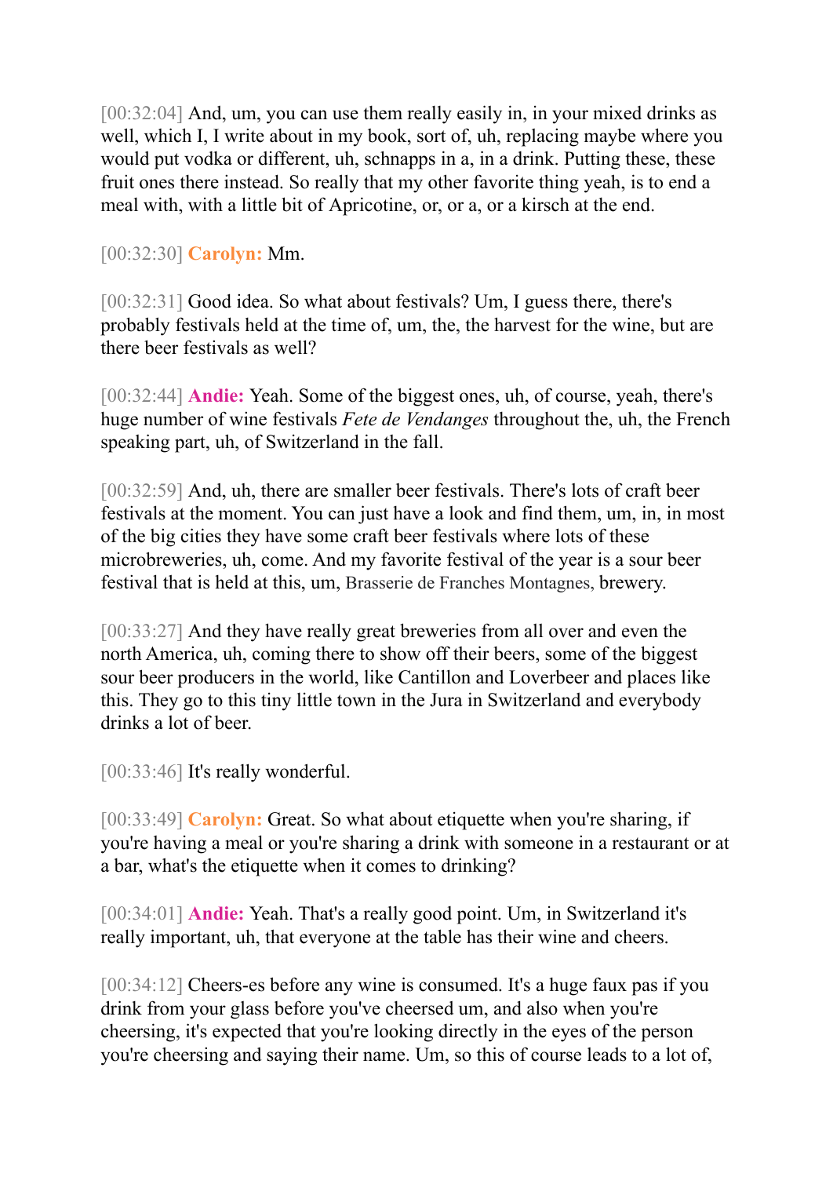[00:32:04] And, um, you can use them really easily in, in your mixed drinks as well, which I, I write about in my book, sort of, uh, replacing maybe where you would put vodka or different, uh, schnapps in a, in a drink. Putting these, these fruit ones there instead. So really that my other favorite thing yeah, is to end a meal with, with a little bit of Apricotine, or, or a, or a kirsch at the end.

[00:32:30] **Carolyn:** Mm.

[00:32:31] Good idea. So what about festivals? Um, I guess there, there's probably festivals held at the time of, um, the, the harvest for the wine, but are there beer festivals as well?

[00:32:44] **Andie:** Yeah. Some of the biggest ones, uh, of course, yeah, there's huge number of wine festivals *Fete de Vendanges* throughout the, uh, the French speaking part, uh, of Switzerland in the fall.

[00:32:59] And, uh, there are smaller beer festivals. There's lots of craft beer festivals at the moment. You can just have a look and find them, um, in, in most of the big cities they have some craft beer festivals where lots of these microbreweries, uh, come. And my favorite festival of the year is a sour beer festival that is held at this, um, Brasserie de Franches Montagnes, brewery.

[00:33:27] And they have really great breweries from all over and even the north America, uh, coming there to show off their beers, some of the biggest sour beer producers in the world, like Cantillon and Loverbeer and places like this. They go to this tiny little town in the Jura in Switzerland and everybody drinks a lot of beer.

[00:33:46] It's really wonderful.

[00:33:49] **Carolyn:** Great. So what about etiquette when you're sharing, if you're having a meal or you're sharing a drink with someone in a restaurant or at a bar, what's the etiquette when it comes to drinking?

[00:34:01] **Andie:** Yeah. That's a really good point. Um, in Switzerland it's really important, uh, that everyone at the table has their wine and cheers.

[00:34:12] Cheers-es before any wine is consumed. It's a huge faux pas if you drink from your glass before you've cheersed um, and also when you're cheersing, it's expected that you're looking directly in the eyes of the person you're cheersing and saying their name. Um, so this of course leads to a lot of,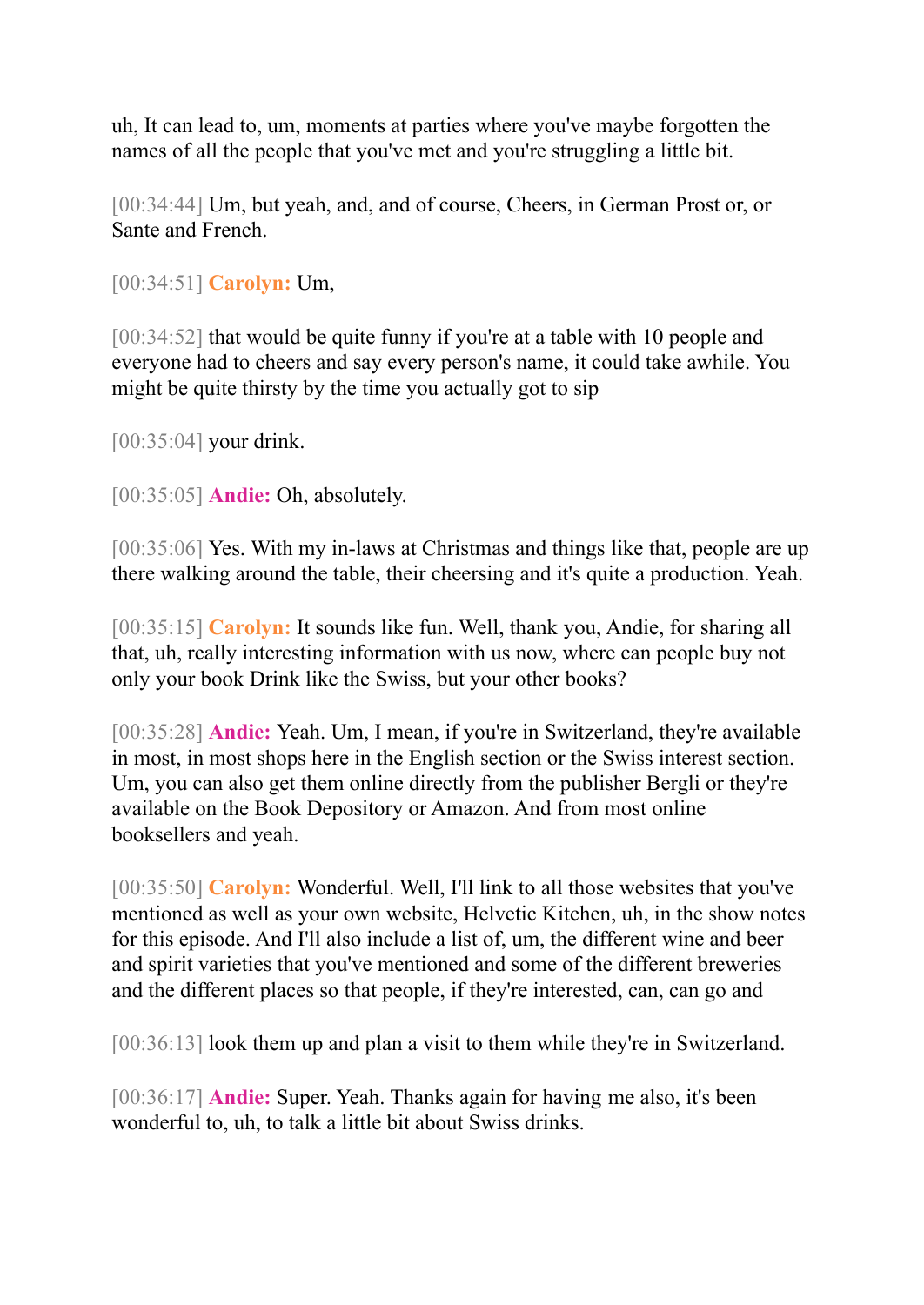uh, It can lead to, um, moments at parties where you've maybe forgotten the names of all the people that you've met and you're struggling a little bit.

[00:34:44] Um, but yeah, and, and of course, Cheers, in German Prost or, or Sante and French.

[00:34:51] **Carolyn:** Um,

[00:34:52] that would be quite funny if you're at a table with 10 people and everyone had to cheers and say every person's name, it could take awhile. You might be quite thirsty by the time you actually got to sip

[00:35:04] your drink.

[00:35:05] **Andie:** Oh, absolutely.

[00:35:06] Yes. With my in-laws at Christmas and things like that, people are up there walking around the table, their cheersing and it's quite a production. Yeah.

[00:35:15] **Carolyn:** It sounds like fun. Well, thank you, Andie, for sharing all that, uh, really interesting information with us now, where can people buy not only your book Drink like the Swiss, but your other books?

[00:35:28] **Andie:** Yeah. Um, I mean, if you're in Switzerland, they're available in most, in most shops here in the English section or the Swiss interest section. Um, you can also get them online directly from the publisher Bergli or they're available on the Book Depository or Amazon. And from most online booksellers and yeah.

[00:35:50] **Carolyn:** Wonderful. Well, I'll link to all those websites that you've mentioned as well as your own website, Helvetic Kitchen, uh, in the show notes for this episode. And I'll also include a list of, um, the different wine and beer and spirit varieties that you've mentioned and some of the different breweries and the different places so that people, if they're interested, can, can go and

[00:36:13] look them up and plan a visit to them while they're in Switzerland.

[00:36:17] **Andie:** Super. Yeah. Thanks again for having me also, it's been wonderful to, uh, to talk a little bit about Swiss drinks.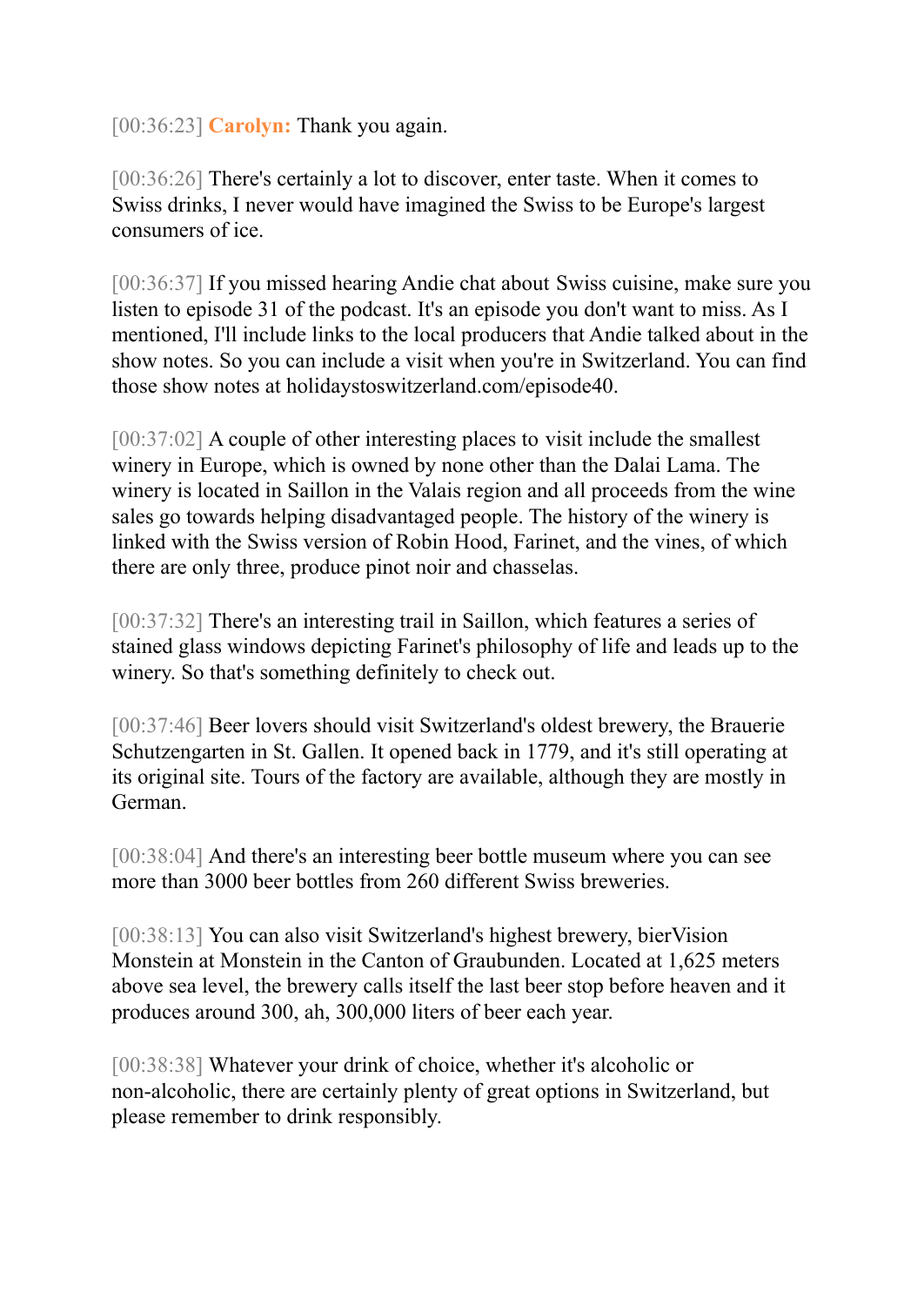[00:36:23] **Carolyn:** Thank you again.

[00:36:26] There's certainly a lot to discover, enter taste. When it comes to Swiss drinks, I never would have imagined the Swiss to be Europe's largest consumers of ice.

[00:36:37] If you missed hearing Andie chat about Swiss cuisine, make sure you listen to episode 31 of the podcast. It's an episode you don't want to miss. As I mentioned, I'll include links to the local producers that Andie talked about in the show notes. So you can include a visit when you're in Switzerland. You can find those show notes at holidaystoswitzerland.com/episode40.

[00:37:02] A couple of other interesting places to visit include the smallest winery in Europe, which is owned by none other than the Dalai Lama. The winery is located in Saillon in the Valais region and all proceeds from the wine sales go towards helping disadvantaged people. The history of the winery is linked with the Swiss version of Robin Hood, Farinet, and the vines, of which there are only three, produce pinot noir and chasselas.

[00:37:32] There's an interesting trail in Saillon, which features a series of stained glass windows depicting Farinet's philosophy of life and leads up to the winery. So that's something definitely to check out.

[00:37:46] Beer lovers should visit Switzerland's oldest brewery, the Brauerie Schutzengarten in St. Gallen. It opened back in 1779, and it's still operating at its original site. Tours of the factory are available, although they are mostly in German.

[00:38:04] And there's an interesting beer bottle museum where you can see more than 3000 beer bottles from 260 different Swiss breweries.

[00:38:13] You can also visit Switzerland's highest brewery, bierVision Monstein at Monstein in the Canton of Graubunden. Located at 1,625 meters above sea level, the brewery calls itself the last beer stop before heaven and it produces around 300, ah, 300,000 liters of beer each year.

[00:38:38] Whatever your drink of choice, whether it's alcoholic or non-alcoholic, there are certainly plenty of great options in Switzerland, but please remember to drink responsibly.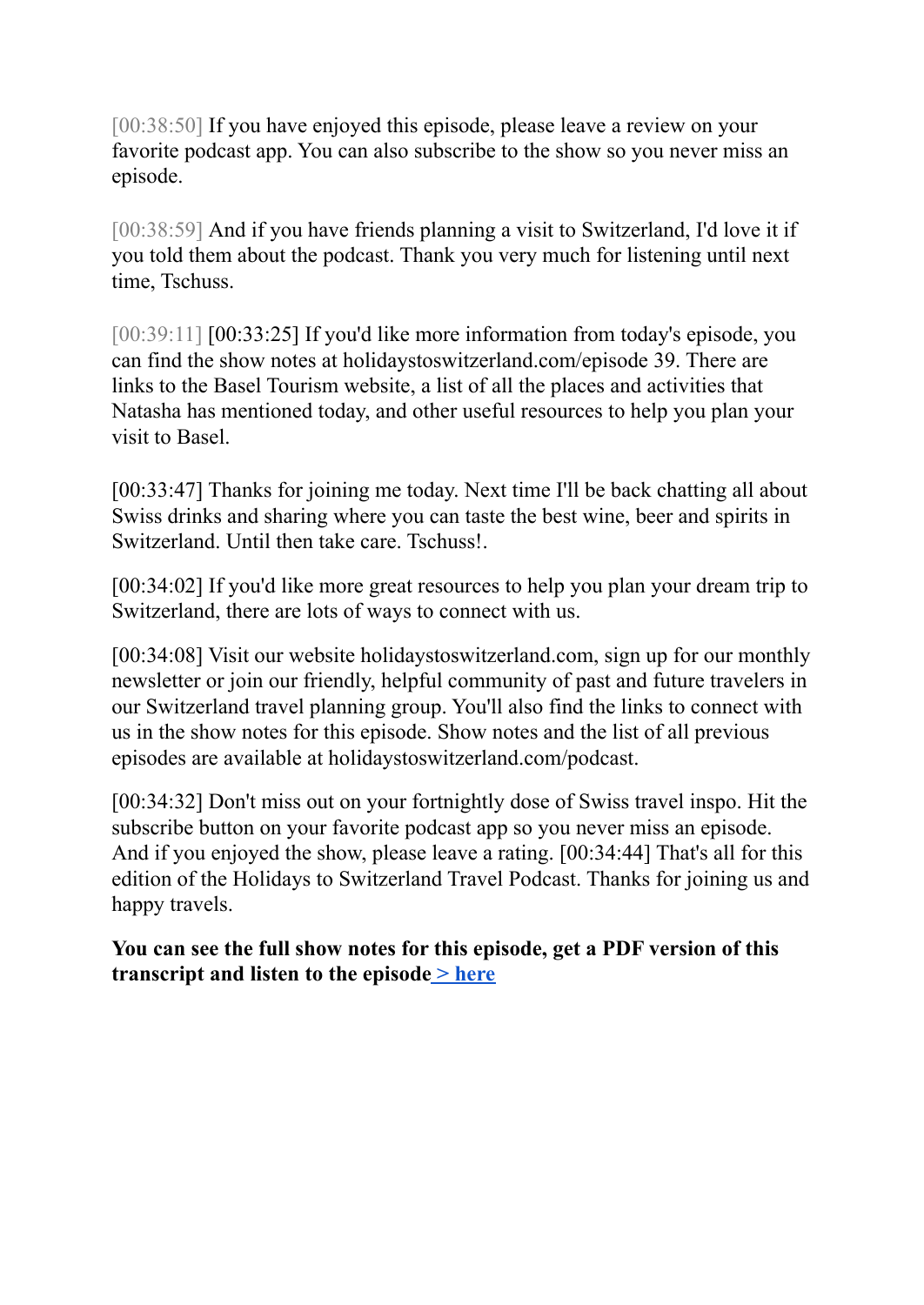[00:38:50] If you have enjoyed this episode, please leave a review on your favorite podcast app. You can also subscribe to the show so you never miss an episode.

[00:38:59] And if you have friends planning a visit to Switzerland, I'd love it if you told them about the podcast. Thank you very much for listening until next time, Tschuss.

[00:39:11] [00:33:25] If you'd like more information from today's episode, you can find the show notes at holidaystoswitzerland.com/episode 39. There are links to the Basel Tourism website, a list of all the places and activities that Natasha has mentioned today, and other useful resources to help you plan your visit to Basel.

[00:33:47] Thanks for joining me today. Next time I'll be back chatting all about Swiss drinks and sharing where you can taste the best wine, beer and spirits in Switzerland. Until then take care. Tschuss!.

[00:34:02] If you'd like more great resources to help you plan your dream trip to Switzerland, there are lots of ways to connect with us.

[00:34:08] Visit our website holidaystoswitzerland.com, sign up for our monthly newsletter or join our friendly, helpful community of past and future travelers in our Switzerland travel planning group. You'll also find the links to connect with us in the show notes for this episode. Show notes and the list of all previous episodes are available at holidaystoswitzerland.com/podcast.

[00:34:32] Don't miss out on your fortnightly dose of Swiss travel inspo. Hit the subscribe button on your favorite podcast app so you never miss an episode. And if you enjoyed the show, please leave a rating. [00:34:44] That's all for this edition of the Holidays to Switzerland Travel Podcast. Thanks for joining us and happy travels.

**You can see the full show notes for this episode, get a PDF version of this transcript and listen to the episode [> here]()**